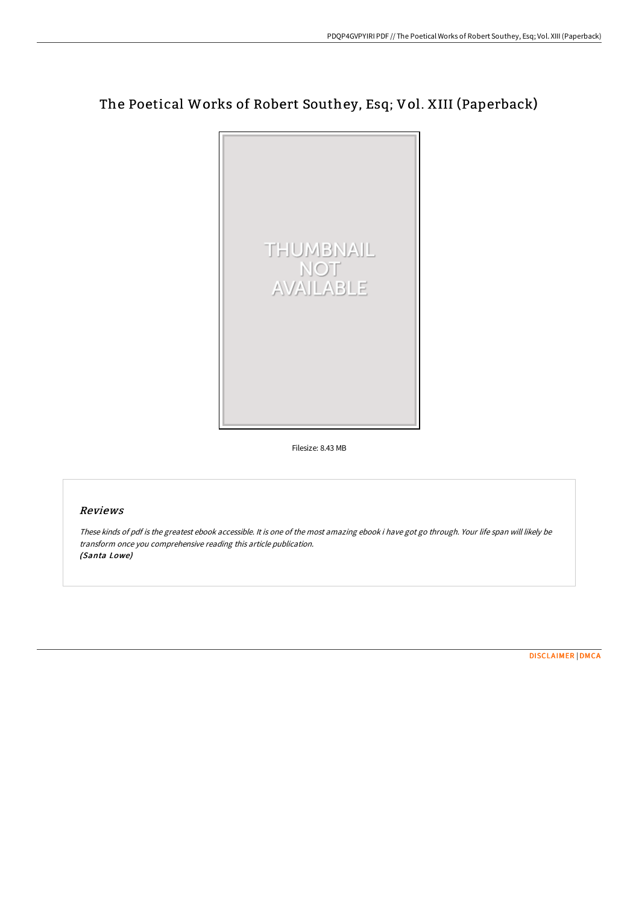# The Poetical Works of Robert Southey, Esq; Vol. XIII (Paperback)

Filesize: 8.43 MB

## Reviews

*These kinds of pdf is the greatest ebook accessible. It is one of the most amazing ebook i have got go through. Your life span will likely be transform once you comprehensive reading this article publication.*
*(Santa Lowe)*

DISCLAIMER | DMCA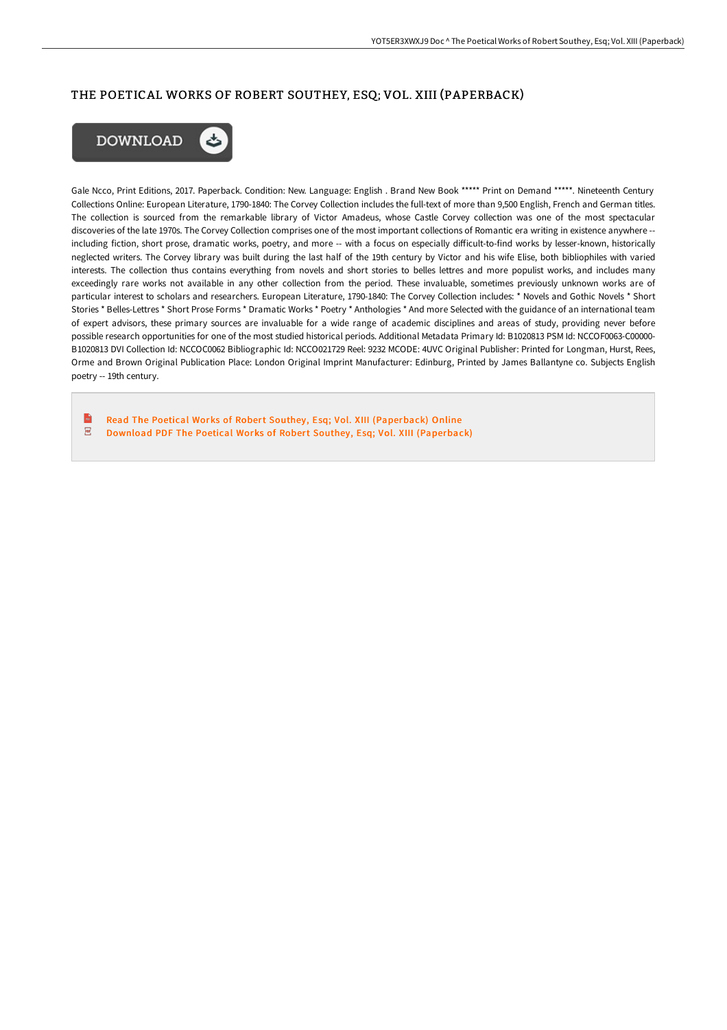# THE POETICAL WORKS OF ROBERT SOUTHEY, ESQ; VOL. XIII (PAPERBACK)

DOWNLOAD

Gale Ncco, Print Editions, 2017. Paperback. Condition: New. Language: English . Brand New Book ***** Print on Demand *****. Nineteenth Century Collections Online: European Literature, 1790-1840: The Corvey Collection includes the full-text of more than 9,500 English, French and German titles. The collection is sourced from the remarkable library of Victor Amadeus, whose Castle Corvey collection was one of the most spectacular discoveries of the late 1970s. The Corvey Collection comprises one of the most important collections of Romantic era writing in existence anywhere -- including fiction, short prose, dramatic works, poetry, and more -- with a focus on especially difficult-to-find works by lesser-known, historically neglected writers. The Corvey library was built during the last half of the 19th century by Victor and his wife Elise, both bibliophiles with varied interests. The collection thus contains everything from novels and short stories to belles lettres and more populist works, and includes many exceedingly rare works not available in any other collection from the period. These invaluable, sometimes previously unknown works are of particular interest to scholars and researchers. European Literature, 1790-1840: The Corvey Collection includes: * Novels and Gothic Novels * Short Stories * Belles-Lettres * Short Prose Forms * Dramatic Works * Poetry * Anthologies * And more Selected with the guidance of an international team of expert advisors, these primary sources are invaluable for a wide range of academic disciplines and areas of study, providing never before possible research opportunities for one of the most studied historical periods. Additional Metadata Primary Id: B1020813 PSM Id: NCCOF0063-C00000-B1020813 DVI Collection Id: NCCOC0062 Bibliographic Id: NCCO021729 Reel: 9232 MCODE: 4UVC Original Publisher: Printed for Longman, Hurst, Rees, Orme and Brown Original Publication Place: London Original Imprint Manufacturer: Edinburg, Printed by James Ballantyne co. Subjects English poetry -- 19th century.

- Read The Poetical Works of Robert Southey, Esq; Vol. XIII (Paperback) Online
- Download PDF The Poetical Works of Robert Southey, Esq; Vol. XIII (Paperback)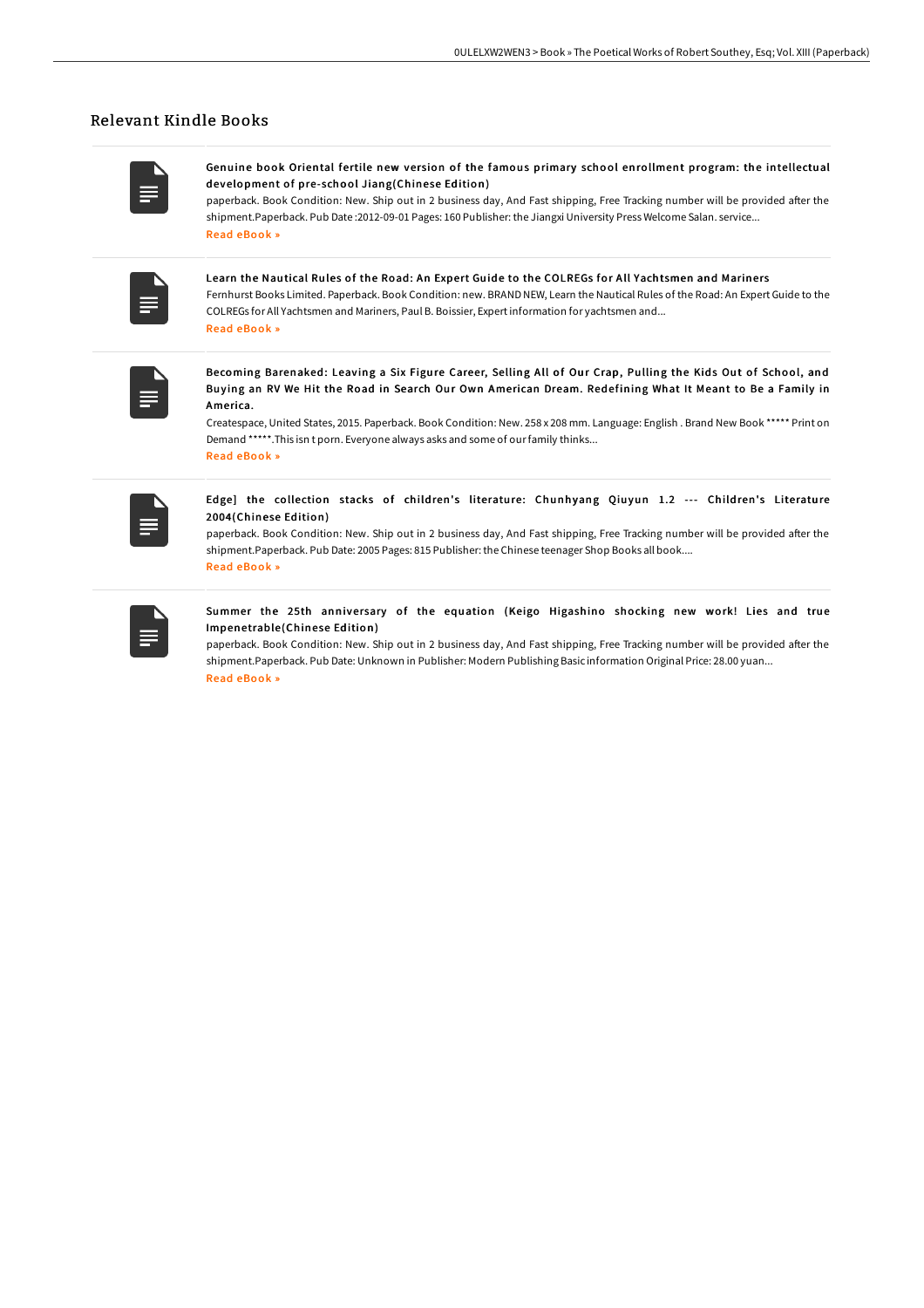## Relevant Kindle Books

**Genuine book Oriental fertile new version of the famous primary school enrollment program: the intellectual development of pre-school Jiang(Chinese Edition)**

paperback. Book Condition: New. Ship out in 2 business day, And Fast shipping, Free Tracking number will be provided after the shipment.Paperback. Pub Date :2012-09-01 Pages: 160 Publisher: the Jiangxi University Press Welcome Salan. service...

Read eBook »

**Learn the Nautical Rules of the Road: An Expert Guide to the COLREGs for All Yachtsmen and Mariners**

Fernhurst Books Limited. Paperback. Book Condition: new. BRAND NEW, Learn the Nautical Rules of the Road: An Expert Guide to the COLREGs for All Yachtsmen and Mariners, Paul B. Boissier, Expert information for yachtsmen and...

Read eBook »

**Becoming Barenaked: Leaving a Six Figure Career, Selling All of Our Crap, Pulling the Kids Out of School, and Buying an RV We Hit the Road in Search Our Own American Dream. Redefining What It Meant to Be a Family in America.**

Createspace, United States, 2015. Paperback. Book Condition: New. 258 x 208 mm. Language: English . Brand New Book ***** Print on Demand *****.This isn t porn. Everyone always asks and some of our family thinks...

Read eBook »

**Edge] the collection stacks of children's literature: Chunhyang Qiuyun 1.2 --- Children's Literature 2004(Chinese Edition)**

paperback. Book Condition: New. Ship out in 2 business day, And Fast shipping, Free Tracking number will be provided after the shipment.Paperback. Pub Date: 2005 Pages: 815 Publisher: the Chinese teenager Shop Books all book....

Read eBook »

**Summer the 25th anniversary of the equation (Keigo Higashino shocking new work! Lies and true Impenetrable(Chinese Edition)**

paperback. Book Condition: New. Ship out in 2 business day, And Fast shipping, Free Tracking number will be provided after the shipment.Paperback. Pub Date: Unknown in Publisher: Modern Publishing Basic information Original Price: 28.00 yuan...

Read eBook »